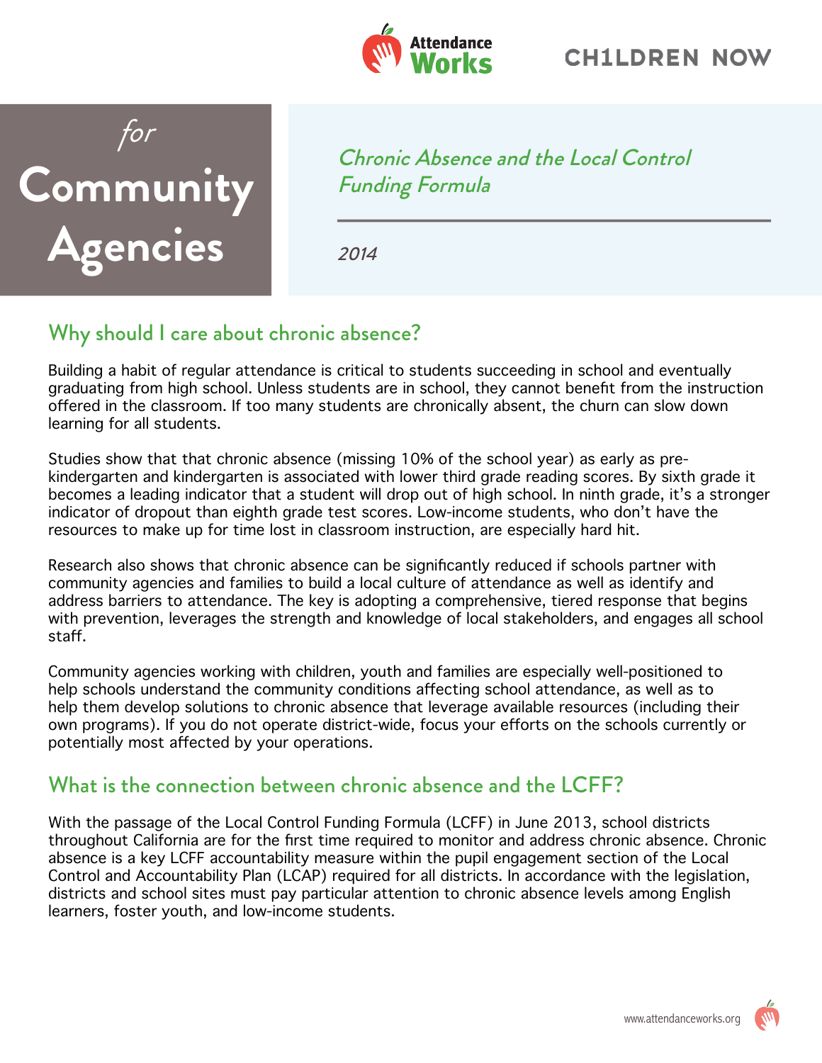Attendance Works

CH1LDREN NOW

# *for* Community Agencies

*Chronic Absence and the Local Control Funding Formula*

*2014*

## Why should I care about chronic absence?

Building a habit of regular attendance is critical to students succeeding in school and eventually graduating from high school. Unless students are in school, they cannot benefit from the instruction offered in the classroom. If too many students are chronically absent, the churn can slow down learning for all students.

Studies show that that chronic absence (missing 10% of the school year) as early as pre-kindergarten and kindergarten is associated with lower third grade reading scores. By sixth grade it becomes a leading indicator that a student will drop out of high school. In ninth grade, it's a stronger indicator of dropout than eighth grade test scores. Low-income students, who don't have the resources to make up for time lost in classroom instruction, are especially hard hit.

Research also shows that chronic absence can be significantly reduced if schools partner with community agencies and families to build a local culture of attendance as well as identify and address barriers to attendance. The key is adopting a comprehensive, tiered response that begins with prevention, leverages the strength and knowledge of local stakeholders, and engages all school staff.

Community agencies working with children, youth and families are especially well-positioned to help schools understand the community conditions affecting school attendance, as well as to help them develop solutions to chronic absence that leverage available resources (including their own programs). If you do not operate district-wide, focus your efforts on the schools currently or potentially most affected by your operations.

## What is the connection between chronic absence and the LCFF?

With the passage of the Local Control Funding Formula (LCFF) in June 2013, school districts throughout California are for the first time required to monitor and address chronic absence. Chronic absence is a key LCFF accountability measure within the pupil engagement section of the Local Control and Accountability Plan (LCAP) required for all districts. In accordance with the legislation, districts and school sites must pay particular attention to chronic absence levels among English learners, foster youth, and low-income students.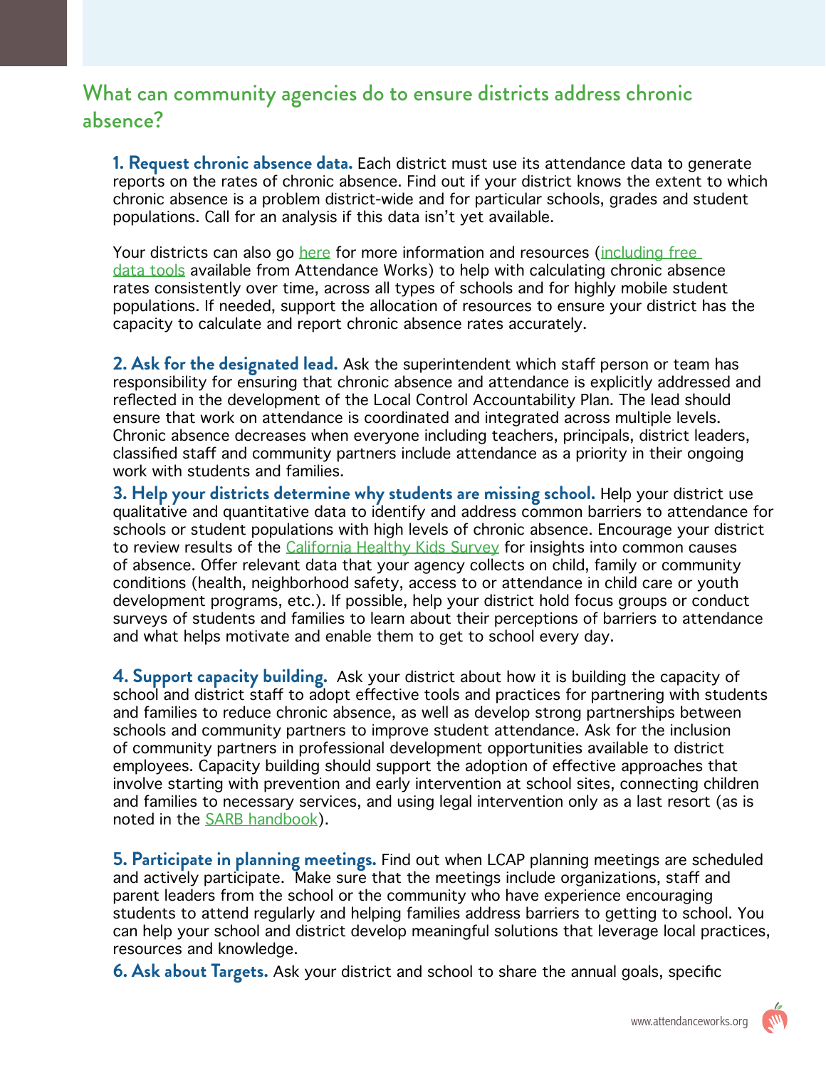## What can community agencies do to ensure districts address chronic absence?

**1. Request chronic absence data.** Each district must use its attendance data to generate reports on the rates of chronic absence. Find out if your district knows the extent to which chronic absence is a problem district-wide and for particular schools, grades and student populations. Call for an analysis if this data isn't yet available.

Your districts can also go here for more information and resources (including free data tools available from Attendance Works) to help with calculating chronic absence rates consistently over time, across all types of schools and for highly mobile student populations. If needed, support the allocation of resources to ensure your district has the capacity to calculate and report chronic absence rates accurately.

**2. Ask for the designated lead.** Ask the superintendent which staff person or team has responsibility for ensuring that chronic absence and attendance is explicitly addressed and reflected in the development of the Local Control Accountability Plan. The lead should ensure that work on attendance is coordinated and integrated across multiple levels. Chronic absence decreases when everyone including teachers, principals, district leaders, classified staff and community partners include attendance as a priority in their ongoing work with students and families.

**3. Help your districts determine why students are missing school.** Help your district use qualitative and quantitative data to identify and address common barriers to attendance for schools or student populations with high levels of chronic absence. Encourage your district to review results of the California Healthy Kids Survey for insights into common causes of absence. Offer relevant data that your agency collects on child, family or community conditions (health, neighborhood safety, access to or attendance in child care or youth development programs, etc.). If possible, help your district hold focus groups or conduct surveys of students and families to learn about their perceptions of barriers to attendance and what helps motivate and enable them to get to school every day.

**4. Support capacity building.** Ask your district about how it is building the capacity of school and district staff to adopt effective tools and practices for partnering with students and families to reduce chronic absence, as well as develop strong partnerships between schools and community partners to improve student attendance. Ask for the inclusion of community partners in professional development opportunities available to district employees. Capacity building should support the adoption of effective approaches that involve starting with prevention and early intervention at school sites, connecting children and families to necessary services, and using legal intervention only as a last resort (as is noted in the SARB handbook).

**5. Participate in planning meetings.** Find out when LCAP planning meetings are scheduled and actively participate. Make sure that the meetings include organizations, staff and parent leaders from the school or the community who have experience encouraging students to attend regularly and helping families address barriers to getting to school. You can help your school and district develop meaningful solutions that leverage local practices, resources and knowledge.

**6. Ask about Targets.** Ask your district and school to share the annual goals, specific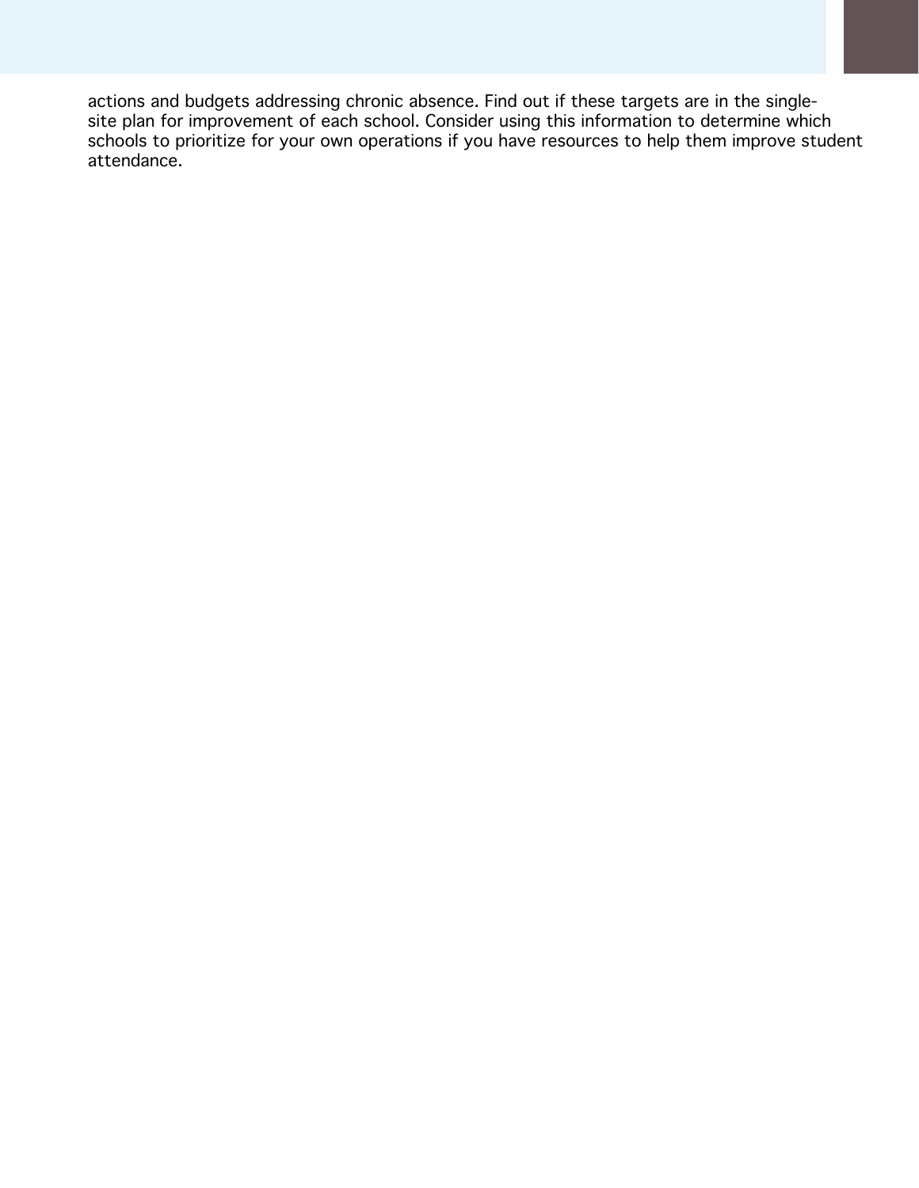actions and budgets addressing chronic absence. Find out if these targets are in the single-site plan for improvement of each school. Consider using this information to determine which schools to prioritize for your own operations if you have resources to help them improve student attendance.